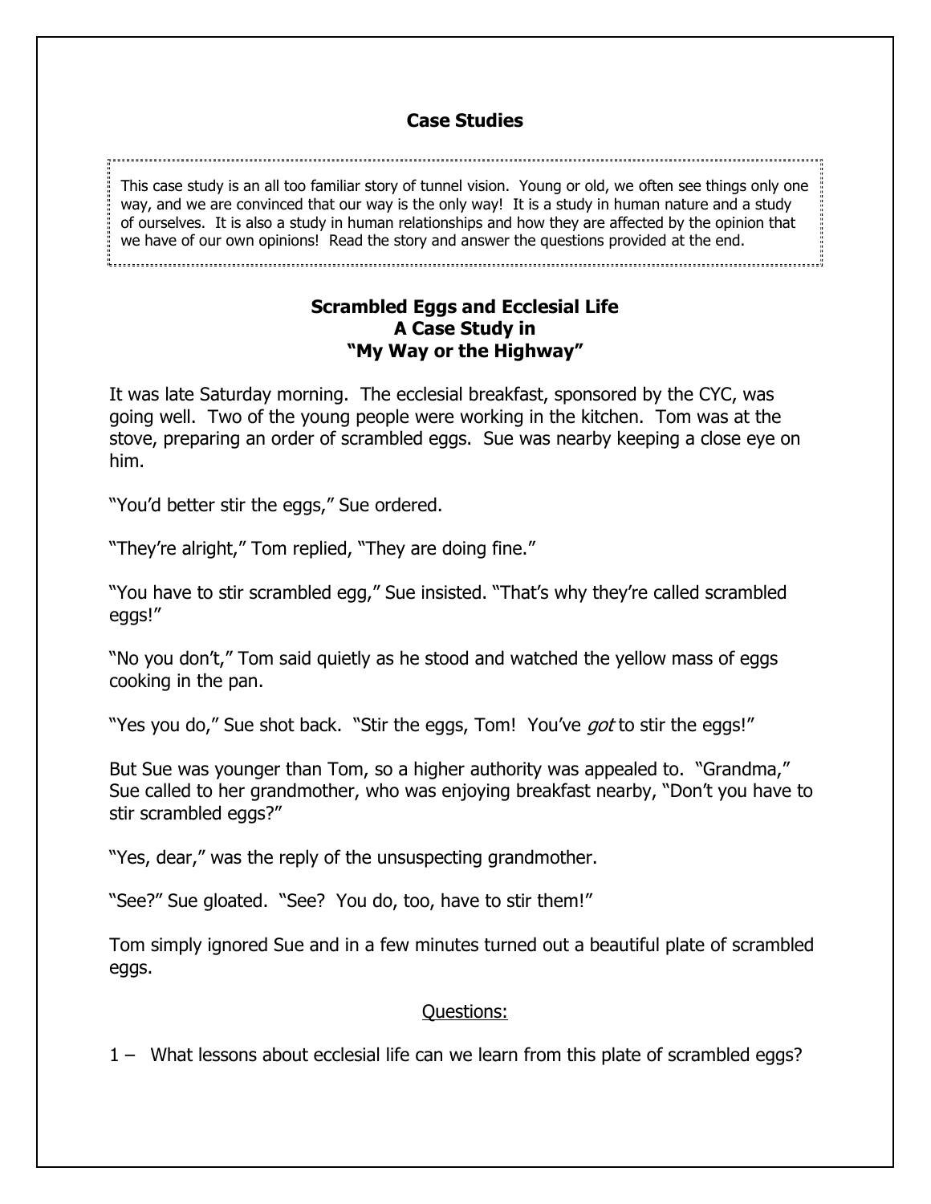## Case Studies

This case study is an all too familiar story of tunnel vision. Young or old, we often see things only one way, and we are convinced that our way is the only way! It is a study in human nature and a study of ourselves. It is also a study in human relationships and how they are affected by the opinion that we have of our own opinions! Read the story and answer the questions provided at the end.

### Scrambled Eggs and Ecclesial Life
### A Case Study in
### "My Way or the Highway"

It was late Saturday morning. The ecclesial breakfast, sponsored by the CYC, was going well. Two of the young people were working in the kitchen. Tom was at the stove, preparing an order of scrambled eggs. Sue was nearby keeping a close eye on him.

"You'd better stir the eggs," Sue ordered.

"They're alright," Tom replied, "They are doing fine."

"You have to stir scrambled egg," Sue insisted. "That's why they're called scrambled eggs!"

"No you don't," Tom said quietly as he stood and watched the yellow mass of eggs cooking in the pan.

"Yes you do," Sue shot back. "Stir the eggs, Tom! You've *got* to stir the eggs!"

But Sue was younger than Tom, so a higher authority was appealed to. "Grandma," Sue called to her grandmother, who was enjoying breakfast nearby, "Don't you have to stir scrambled eggs?"

"Yes, dear," was the reply of the unsuspecting grandmother.

"See?" Sue gloated. "See? You do, too, have to stir them!"

Tom simply ignored Sue and in a few minutes turned out a beautiful plate of scrambled eggs.

<u>Questions:</u>

1 – What lessons about ecclesial life can we learn from this plate of scrambled eggs?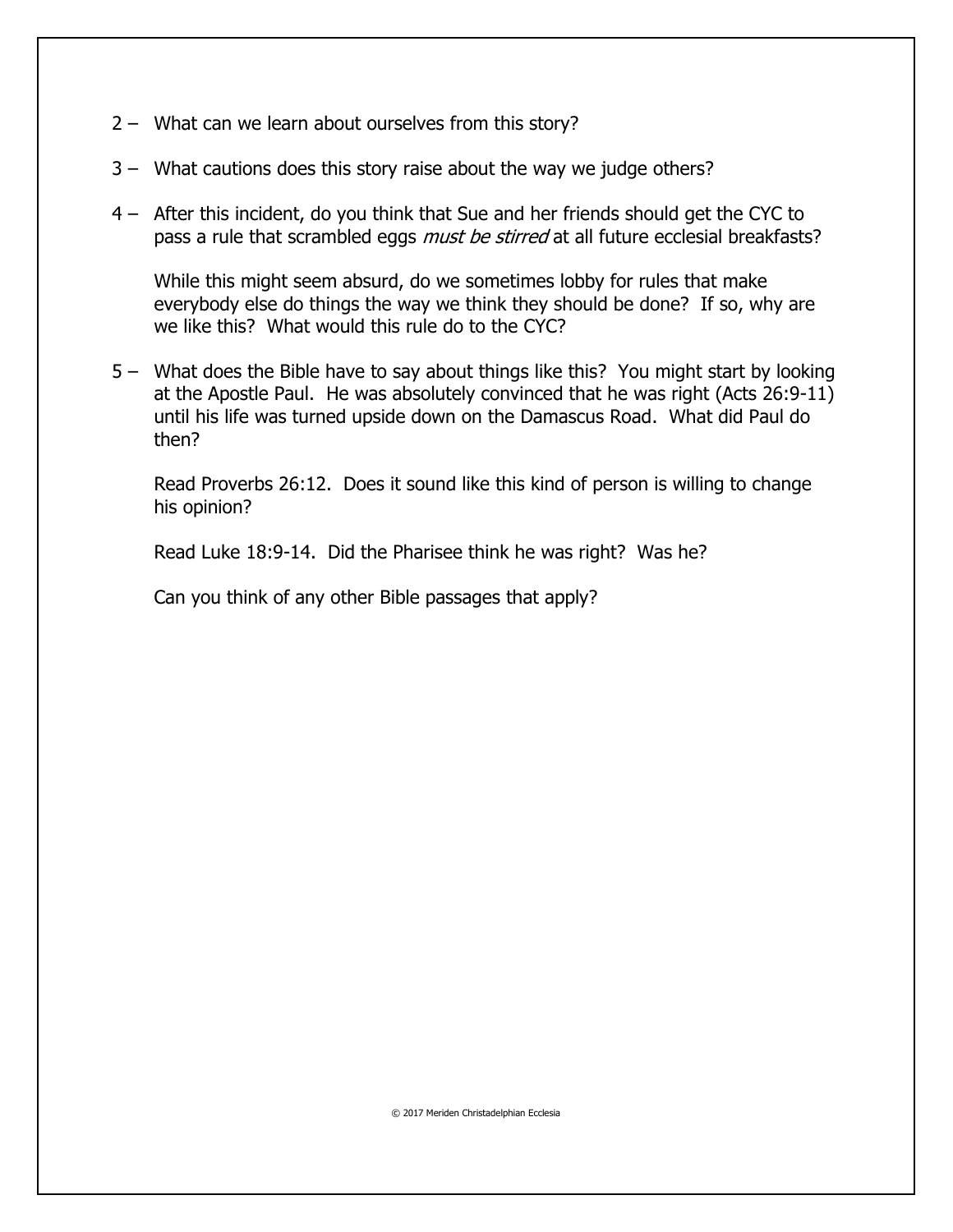2 – What can we learn about ourselves from this story?

3 – What cautions does this story raise about the way we judge others?

4 – After this incident, do you think that Sue and her friends should get the CYC to pass a rule that scrambled eggs *must be stirred* at all future ecclesial breakfasts?

While this might seem absurd, do we sometimes lobby for rules that make everybody else do things the way we think they should be done? If so, why are we like this? What would this rule do to the CYC?

5 – What does the Bible have to say about things like this? You might start by looking at the Apostle Paul. He was absolutely convinced that he was right (Acts 26:9-11) until his life was turned upside down on the Damascus Road. What did Paul do then?

Read Proverbs 26:12. Does it sound like this kind of person is willing to change his opinion?

Read Luke 18:9-14. Did the Pharisee think he was right? Was he?

Can you think of any other Bible passages that apply?

© 2017 Meriden Christadelphian Ecclesia